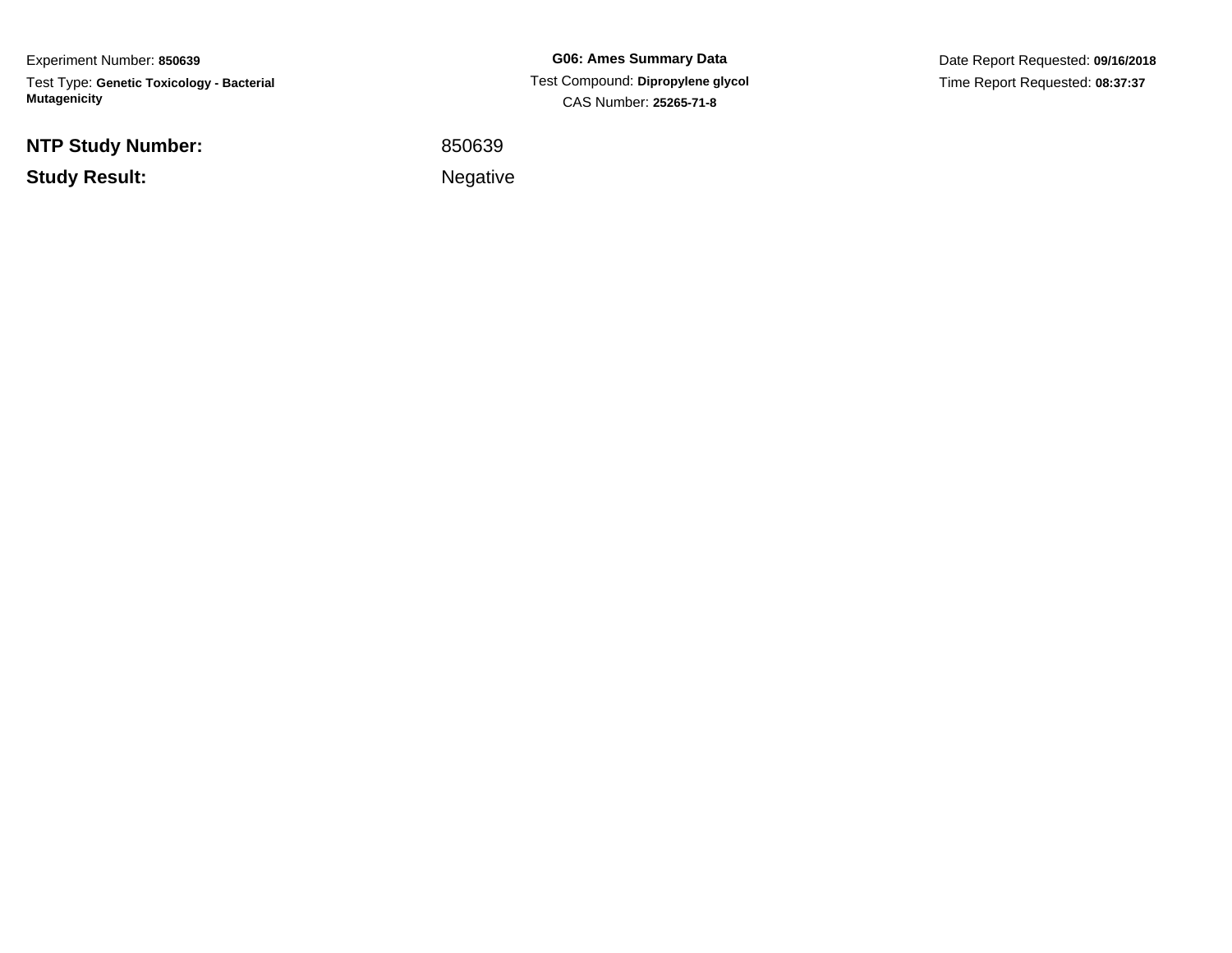Experiment Number: **850639**

Test Type: **Genetic Toxicology - Bacterial Mutagenicity**

**G06: Ames Summary Data**

Test Compound: **Dipropylene glycol**

CAS Number: **25265-71-8**

Date Report Requested: **09/16/2018**

Time Report Requested: **08:37:37**

**NTP Study Number:** 850639

**Study Result:** Negative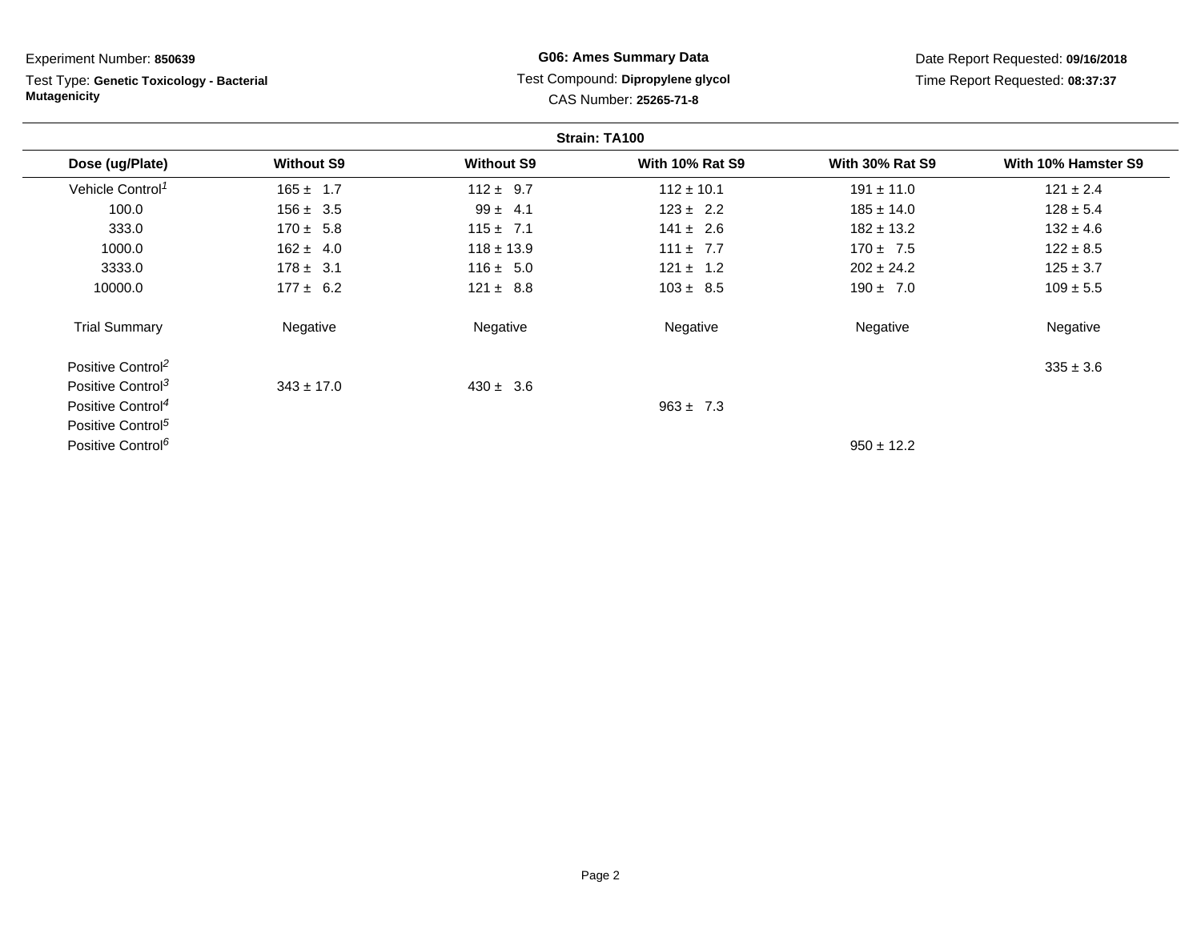Experiment Number: **850639**

Test Type: **Genetic Toxicology - Bacterial Mutagenicity**

**G06: Ames Summary Data**

Test Compound: **Dipropylene glycol**

CAS Number: **25265-71-8**

Date Report Requested: **09/16/2018**

Time Report Requested: **08:37:37**

**Strain: TA100**

| Dose (ug/Plate) | Without S9 | Without S9 | With 10% Rat S9 | With 30% Rat S9 | With 10% Hamster S9 |
|---|---|---|---|---|---|
| Vehicle Control[1] | 165 ± 1.7 | 112 ± 9.7 | 112 ± 10.1 | 191 ± 11.0 | 121 ± 2.4 |
| 100.0 | 156 ± 3.5 | 99 ± 4.1 | 123 ± 2.2 | 185 ± 14.0 | 128 ± 5.4 |
| 333.0 | 170 ± 5.8 | 115 ± 7.1 | 141 ± 2.6 | 182 ± 13.2 | 132 ± 4.6 |
| 1000.0 | 162 ± 4.0 | 118 ± 13.9 | 111 ± 7.7 | 170 ± 7.5 | 122 ± 8.5 |
| 3333.0 | 178 ± 3.1 | 116 ± 5.0 | 121 ± 1.2 | 202 ± 24.2 | 125 ± 3.7 |
| 10000.0 | 177 ± 6.2 | 121 ± 8.8 | 103 ± 8.5 | 190 ± 7.0 | 109 ± 5.5 |
| Trial Summary | Negative | Negative | Negative | Negative | Negative |
| Positive Control[2] | | | | | 335 ± 3.6 |
| Positive Control[3] | 343 ± 17.0 | 430 ± 3.6 | | | |
| Positive Control[4] | | | 963 ± 7.3 | | |
| Positive Control[5] | | | | | |
| Positive Control[6] | | | | 950 ± 12.2 | |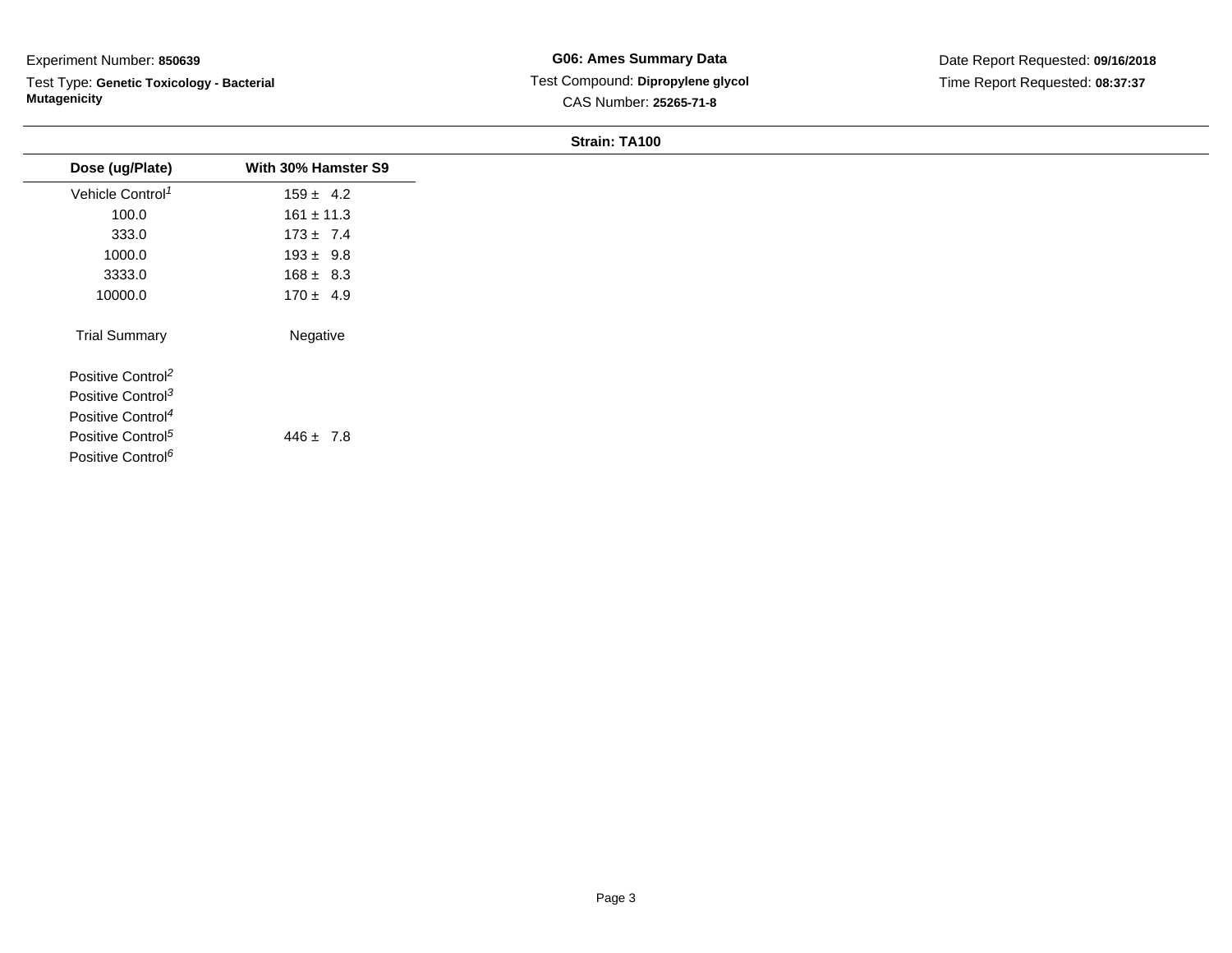Experiment Number: **850639**

Test Type: **Genetic Toxicology - Bacterial Mutagenicity**

**G06: Ames Summary Data**

Test Compound: **Dipropylene glycol**

CAS Number: **25265-71-8**

Date Report Requested: **09/16/2018**

Time Report Requested: **08:37:37**

**Strain: TA100**

| Dose (ug/Plate) | With 30% Hamster S9 |
|---|---|
| Vehicle Control[1] | 159 ± 4.2 |
| 100.0 | 161 ± 11.3 |
| 333.0 | 173 ± 7.4 |
| 1000.0 | 193 ± 9.8 |
| 3333.0 | 168 ± 8.3 |
| 10000.0 | 170 ± 4.9 |
| Trial Summary | Negative |
| Positive Control[2] | |
| Positive Control[3] | |
| Positive Control[4] | |
| Positive Control[5] | 446 ± 7.8 |
| Positive Control[6] | |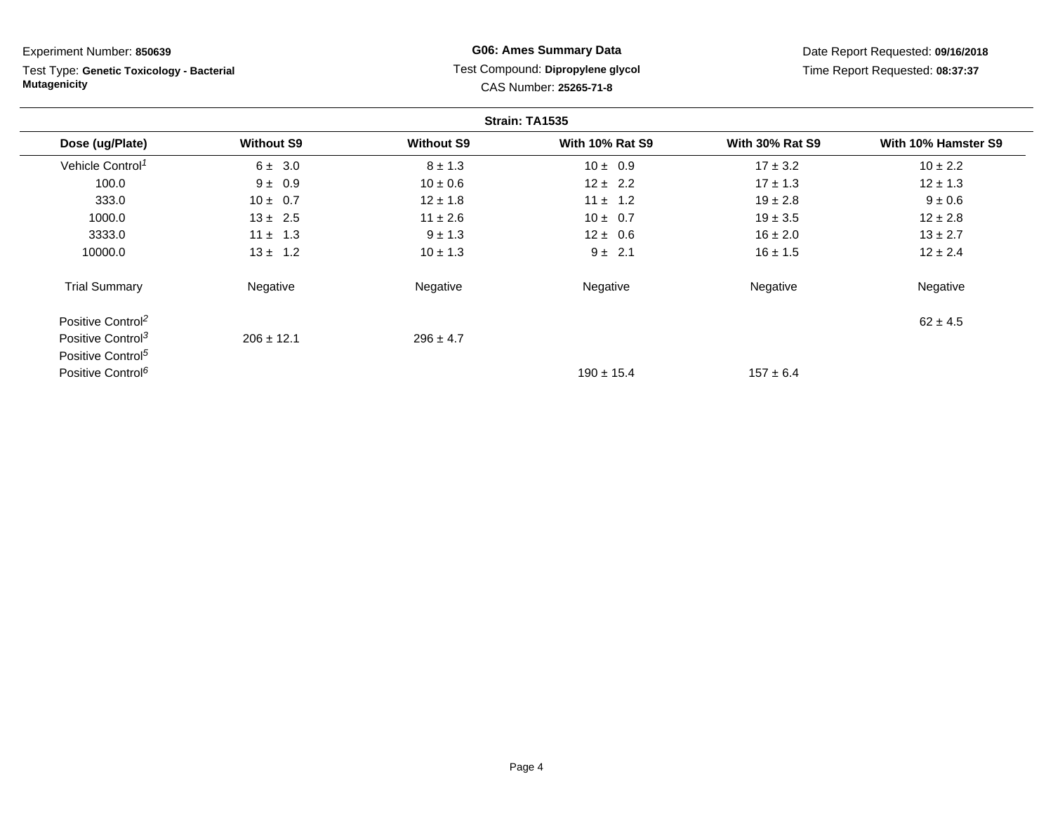Experiment Number: **850639**

Test Type: **Genetic Toxicology - Bacterial Mutagenicity**

**G06: Ames Summary Data**

Test Compound: **Dipropylene glycol**

CAS Number: **25265-71-8**

Date Report Requested: **09/16/2018**

Time Report Requested: **08:37:37**

**Strain: TA1535**

| Dose (ug/Plate) | Without S9 | Without S9 | With 10% Rat S9 | With 30% Rat S9 | With 10% Hamster S9 |
|---|---|---|---|---|---|
| Vehicle Control[1] | 6 ± 3.0 | 8 ± 1.3 | 10 ± 0.9 | 17 ± 3.2 | 10 ± 2.2 |
| 100.0 | 9 ± 0.9 | 10 ± 0.6 | 12 ± 2.2 | 17 ± 1.3 | 12 ± 1.3 |
| 333.0 | 10 ± 0.7 | 12 ± 1.8 | 11 ± 1.2 | 19 ± 2.8 | 9 ± 0.6 |
| 1000.0 | 13 ± 2.5 | 11 ± 2.6 | 10 ± 0.7 | 19 ± 3.5 | 12 ± 2.8 |
| 3333.0 | 11 ± 1.3 | 9 ± 1.3 | 12 ± 0.6 | 16 ± 2.0 | 13 ± 2.7 |
| 10000.0 | 13 ± 1.2 | 10 ± 1.3 | 9 ± 2.1 | 16 ± 1.5 | 12 ± 2.4 |
| Trial Summary | Negative | Negative | Negative | Negative | Negative |
| Positive Control[2] | | | | | 62 ± 4.5 |
| Positive Control[3] | 206 ± 12.1 | 296 ± 4.7 | | | |
| Positive Control[5] | | | | | |
| Positive Control[6] | | | 190 ± 15.4 | 157 ± 6.4 | |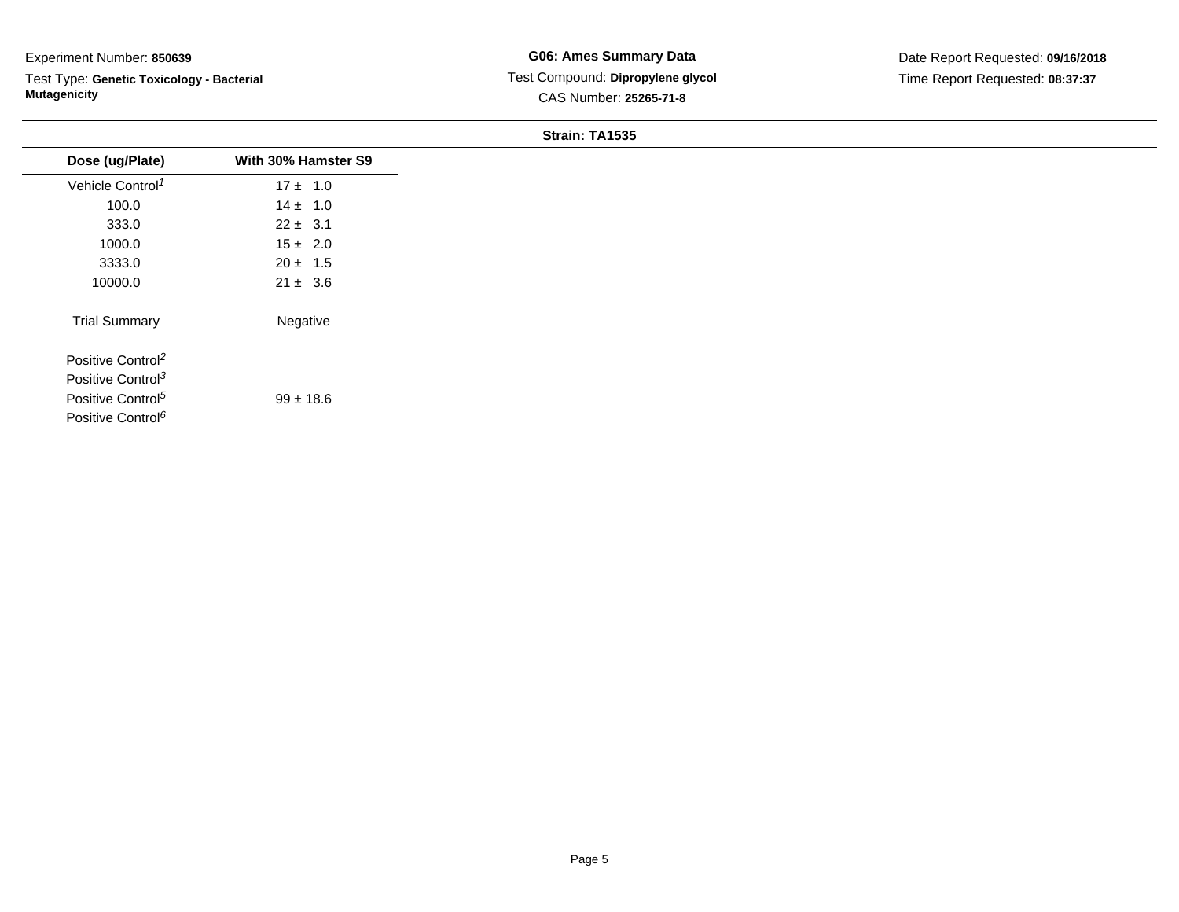Experiment Number: **850639**

Test Type: **Genetic Toxicology - Bacterial Mutagenicity**

**G06: Ames Summary Data**

Test Compound: **Dipropylene glycol**

CAS Number: **25265-71-8**

Date Report Requested: **09/16/2018**

Time Report Requested: **08:37:37**

**Strain: TA1535**

| Dose (ug/Plate) | With 30% Hamster S9 |
|---|---|
| Vehicle Control[1] | 17 ± 1.0 |
| 100.0 | 14 ± 1.0 |
| 333.0 | 22 ± 3.1 |
| 1000.0 | 15 ± 2.0 |
| 3333.0 | 20 ± 1.5 |
| 10000.0 | 21 ± 3.6 |
| Trial Summary | Negative |
| Positive Control[2] | |
| Positive Control[3] | |
| Positive Control[5] | 99 ± 18.6 |
| Positive Control[6] | |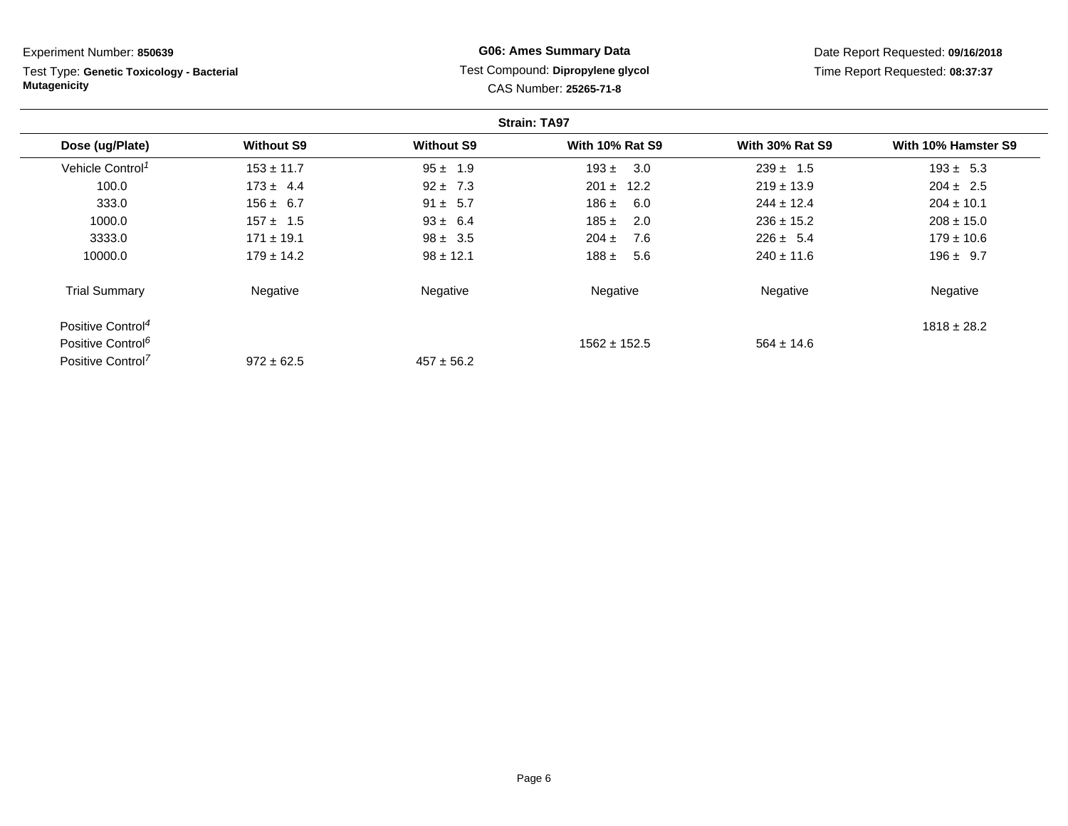Experiment Number: **850639**

Test Type: **Genetic Toxicology - Bacterial Mutagenicity**

**G06: Ames Summary Data**

Test Compound: **Dipropylene glycol**

CAS Number: **25265-71-8**

Date Report Requested: **09/16/2018**

Time Report Requested: **08:37:37**

**Strain: TA97**

| Dose (ug/Plate) | Without S9 | Without S9 | With 10% Rat S9 | With 30% Rat S9 | With 10% Hamster S9 |
|---|---|---|---|---|---|
| Vehicle Control[1] | 153 ± 11.7 | 95 ± 1.9 | 193 ± 3.0 | 239 ± 1.5 | 193 ± 5.3 |
| 100.0 | 173 ± 4.4 | 92 ± 7.3 | 201 ± 12.2 | 219 ± 13.9 | 204 ± 2.5 |
| 333.0 | 156 ± 6.7 | 91 ± 5.7 | 186 ± 6.0 | 244 ± 12.4 | 204 ± 10.1 |
| 1000.0 | 157 ± 1.5 | 93 ± 6.4 | 185 ± 2.0 | 236 ± 15.2 | 208 ± 15.0 |
| 3333.0 | 171 ± 19.1 | 98 ± 3.5 | 204 ± 7.6 | 226 ± 5.4 | 179 ± 10.6 |
| 10000.0 | 179 ± 14.2 | 98 ± 12.1 | 188 ± 5.6 | 240 ± 11.6 | 196 ± 9.7 |
| Trial Summary | Negative | Negative | Negative | Negative | Negative |
| Positive Control[4] | | | | | 1818 ± 28.2 |
| Positive Control[6] | | | 1562 ± 152.5 | 564 ± 14.6 | |
| Positive Control[7] | 972 ± 62.5 | 457 ± 56.2 | | | |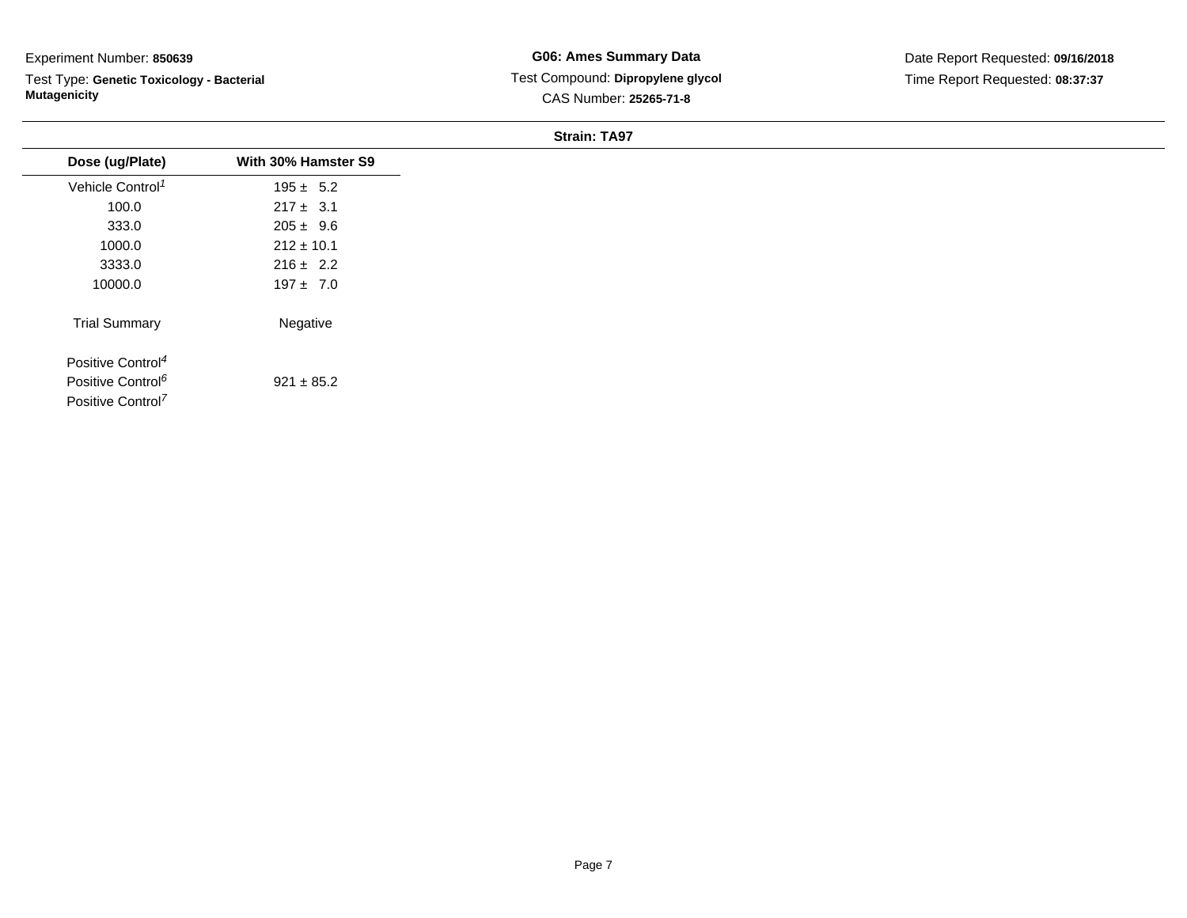Experiment Number: **850639**

Test Type: **Genetic Toxicology - Bacterial Mutagenicity**

**G06: Ames Summary Data**

Test Compound: **Dipropylene glycol**

CAS Number: **25265-71-8**

Date Report Requested: **09/16/2018**

Time Report Requested: **08:37:37**

**Strain: TA97**

| Dose (ug/Plate) | With 30% Hamster S9 |
|---|---|
| Vehicle Control[1] | 195 ± 5.2 |
| 100.0 | 217 ± 3.1 |
| 333.0 | 205 ± 9.6 |
| 1000.0 | 212 ± 10.1 |
| 3333.0 | 216 ± 2.2 |
| 10000.0 | 197 ± 7.0 |
| Trial Summary | Negative |
| Positive Control[4] | |
| Positive Control[6] | 921 ± 85.2 |
| Positive Control[7] | |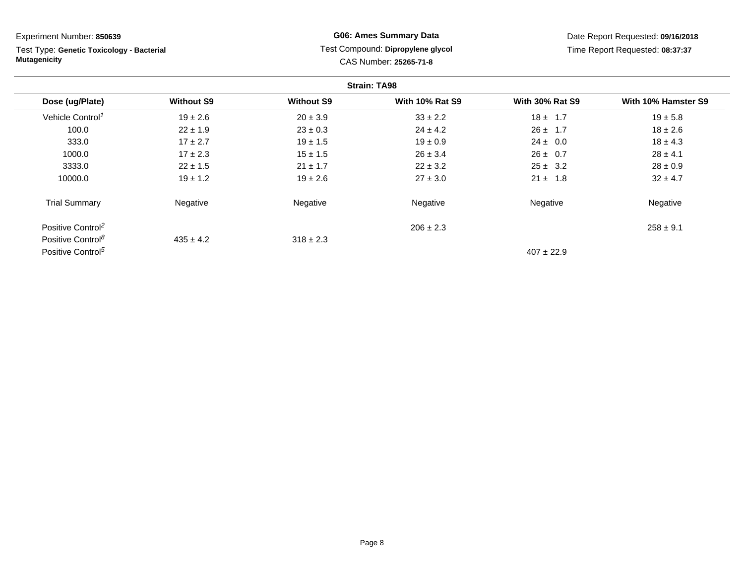Experiment Number: **850639**

Test Type: **Genetic Toxicology - Bacterial Mutagenicity**

**G06: Ames Summary Data**

Test Compound: **Dipropylene glycol**

CAS Number: **25265-71-8**

Date Report Requested: **09/16/2018**

Time Report Requested: **08:37:37**

**Strain: TA98**

| Dose (ug/Plate) | Without S9 | Without S9 | With 10% Rat S9 | With 30% Rat S9 | With 10% Hamster S9 |
|---|---|---|---|---|---|
| Vehicle Control[1] | 19 ± 2.6 | 20 ± 3.9 | 33 ± 2.2 | 18 ± 1.7 | 19 ± 5.8 |
| 100.0 | 22 ± 1.9 | 23 ± 0.3 | 24 ± 4.2 | 26 ± 1.7 | 18 ± 2.6 |
| 333.0 | 17 ± 2.7 | 19 ± 1.5 | 19 ± 0.9 | 24 ± 0.0 | 18 ± 4.3 |
| 1000.0 | 17 ± 2.3 | 15 ± 1.5 | 26 ± 3.4 | 26 ± 0.7 | 28 ± 4.1 |
| 3333.0 | 22 ± 1.5 | 21 ± 1.7 | 22 ± 3.2 | 25 ± 3.2 | 28 ± 0.9 |
| 10000.0 | 19 ± 1.2 | 19 ± 2.6 | 27 ± 3.0 | 21 ± 1.8 | 32 ± 4.7 |
| Trial Summary | Negative | Negative | Negative | Negative | Negative |
| Positive Control[2] | | | 206 ± 2.3 | | 258 ± 9.1 |
| Positive Control[8] | 435 ± 4.2 | 318 ± 2.3 | | | |
| Positive Control[5] | | | | 407 ± 22.9 | |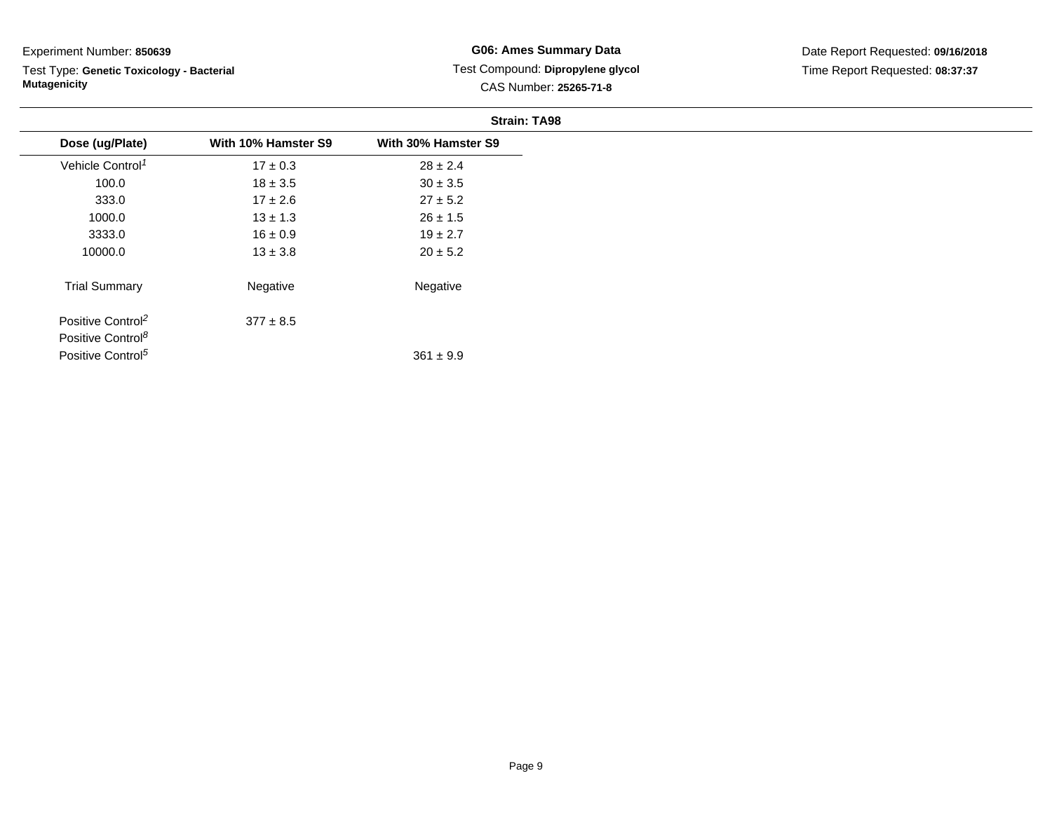Experiment Number: **850639**

Test Type: **Genetic Toxicology - Bacterial Mutagenicity**

**G06: Ames Summary Data**

Test Compound: **Dipropylene glycol**

CAS Number: **25265-71-8**

Date Report Requested: **09/16/2018**

Time Report Requested: **08:37:37**

**Strain: TA98**

| Dose (ug/Plate) | With 10% Hamster S9 | With 30% Hamster S9 |
|---|---|---|
| Vehicle Control[1] | 17 ± 0.3 | 28 ± 2.4 |
| 100.0 | 18 ± 3.5 | 30 ± 3.5 |
| 333.0 | 17 ± 2.6 | 27 ± 5.2 |
| 1000.0 | 13 ± 1.3 | 26 ± 1.5 |
| 3333.0 | 16 ± 0.9 | 19 ± 2.7 |
| 10000.0 | 13 ± 3.8 | 20 ± 5.2 |
| Trial Summary | Negative | Negative |
| Positive Control[2] | 377 ± 8.5 | |
| Positive Control[8] | | |
| Positive Control[5] | | 361 ± 9.9 |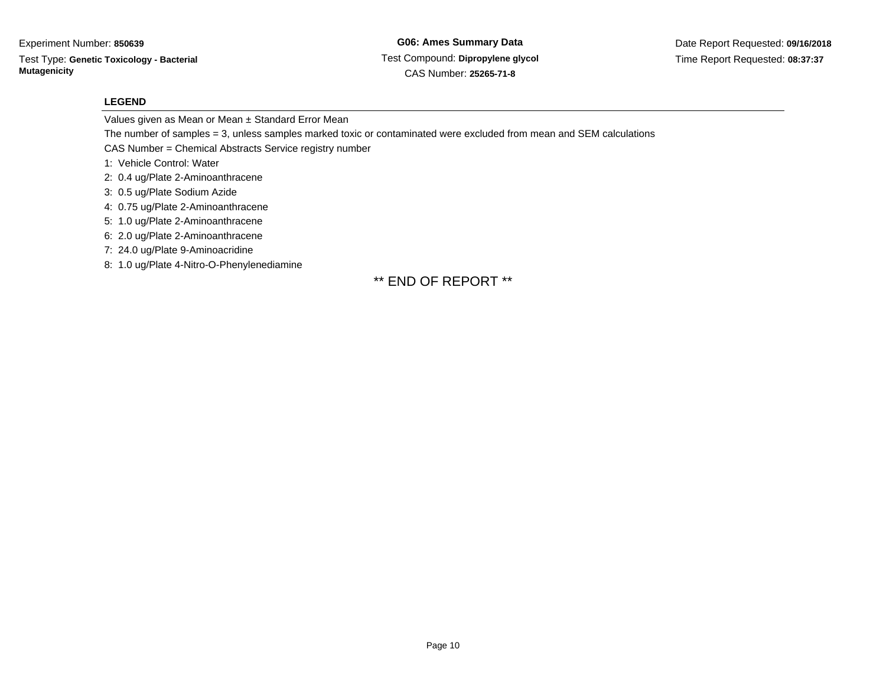Experiment Number: **850639**

Test Type: **Genetic Toxicology - Bacterial Mutagenicity**

**G06: Ames Summary Data**

Test Compound: **Dipropylene glycol**

CAS Number: **25265-71-8**

Date Report Requested: **09/16/2018**

Time Report Requested: **08:37:37**

**LEGEND**

Values given as Mean or Mean ± Standard Error Mean

The number of samples = 3, unless samples marked toxic or contaminated were excluded from mean and SEM calculations

CAS Number = Chemical Abstracts Service registry number

1: Vehicle Control: Water

2: 0.4 ug/Plate 2-Aminoanthracene

3: 0.5 ug/Plate Sodium Azide

4: 0.75 ug/Plate 2-Aminoanthracene

5: 1.0 ug/Plate 2-Aminoanthracene

6: 2.0 ug/Plate 2-Aminoanthracene

7: 24.0 ug/Plate 9-Aminoacridine

8: 1.0 ug/Plate 4-Nitro-O-Phenylenediamine

** END OF REPORT **